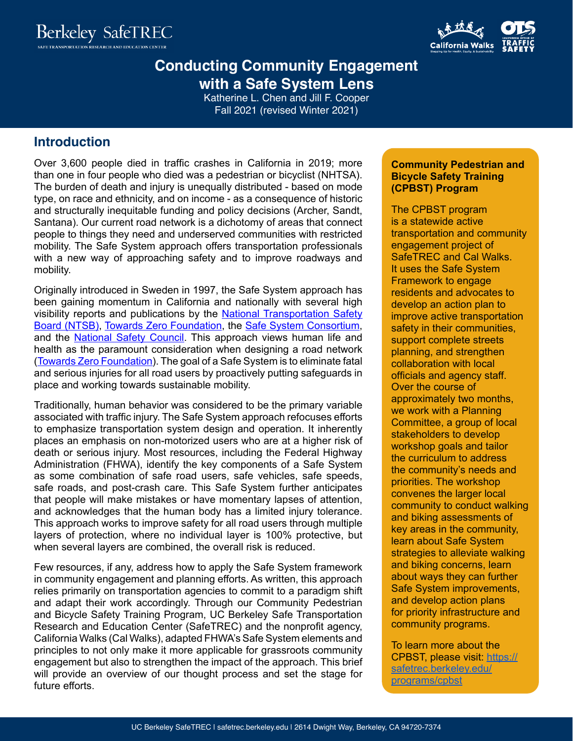# Conducting Community Engagement with a Safe System Lens

Katherine L. Chen and Jill F. Cooper
Fall 2021 (revised Winter 2021)

## Introduction

Over 3,600 people died in traffic crashes in California in 2019; more than one in four people who died was a pedestrian or bicyclist (NHTSA). The burden of death and injury is unequally distributed - based on mode type, on race and ethnicity, and on income - as a consequence of historic and structurally inequitable funding and policy decisions (Archer, Sandt, Santana). Our current road network is a dichotomy of areas that connect people to things they need and underserved communities with restricted mobility. The Safe System approach offers transportation professionals with a new way of approaching safety and to improve roadways and mobility.

Originally introduced in Sweden in 1997, the Safe System approach has been gaining momentum in California and nationally with several high visibility reports and publications by the [National Transportation Safety Board (NTSB)](), [Towards Zero Foundation](), the [Safe System Consortium](), and the [National Safety Council](). This approach views human life and health as the paramount consideration when designing a road network ([Towards Zero Foundation]()). The goal of a Safe System is to eliminate fatal and serious injuries for all road users by proactively putting safeguards in place and working towards sustainable mobility.

Traditionally, human behavior was considered to be the primary variable associated with traffic injury. The Safe System approach refocuses efforts to emphasize transportation system design and operation. It inherently places an emphasis on non-motorized users who are at a higher risk of death or serious injury. Most resources, including the Federal Highway Administration (FHWA), identify the key components of a Safe System as some combination of safe road users, safe vehicles, safe speeds, safe roads, and post-crash care. This Safe System further anticipates that people will make mistakes or have momentary lapses of attention, and acknowledges that the human body has a limited injury tolerance. This approach works to improve safety for all road users through multiple layers of protection, where no individual layer is 100% protective, but when several layers are combined, the overall risk is reduced.

Few resources, if any, address how to apply the Safe System framework in community engagement and planning efforts. As written, this approach relies primarily on transportation agencies to commit to a paradigm shift and adapt their work accordingly. Through our Community Pedestrian and Bicycle Safety Training Program, UC Berkeley Safe Transportation Research and Education Center (SafeTREC) and the nonprofit agency, California Walks (Cal Walks), adapted FHWA's Safe System elements and principles to not only make it more applicable for grassroots community engagement but also to strengthen the impact of the approach. This brief will provide an overview of our thought process and set the stage for future efforts.

**Community Pedestrian and Bicycle Safety Training (CPBST) Program**

The CPBST program is a statewide active transportation and community engagement project of SafeTREC and Cal Walks. It uses the Safe System Framework to engage residents and advocates to develop an action plan to improve active transportation safety in their communities, support complete streets planning, and strengthen collaboration with local officials and agency staff. Over the course of approximately two months, we work with a Planning Committee, a group of local stakeholders to develop workshop goals and tailor the curriculum to address the community's needs and priorities. The workshop convenes the larger local community to conduct walking and biking assessments of key areas in the community, learn about Safe System strategies to alleviate walking and biking concerns, learn about ways they can further Safe System improvements, and develop action plans for priority infrastructure and community programs.

To learn more about the CPBST, please visit: [https://safetrec.berkeley.edu/programs/cpbst](https://safetrec.berkeley.edu/programs/cpbst)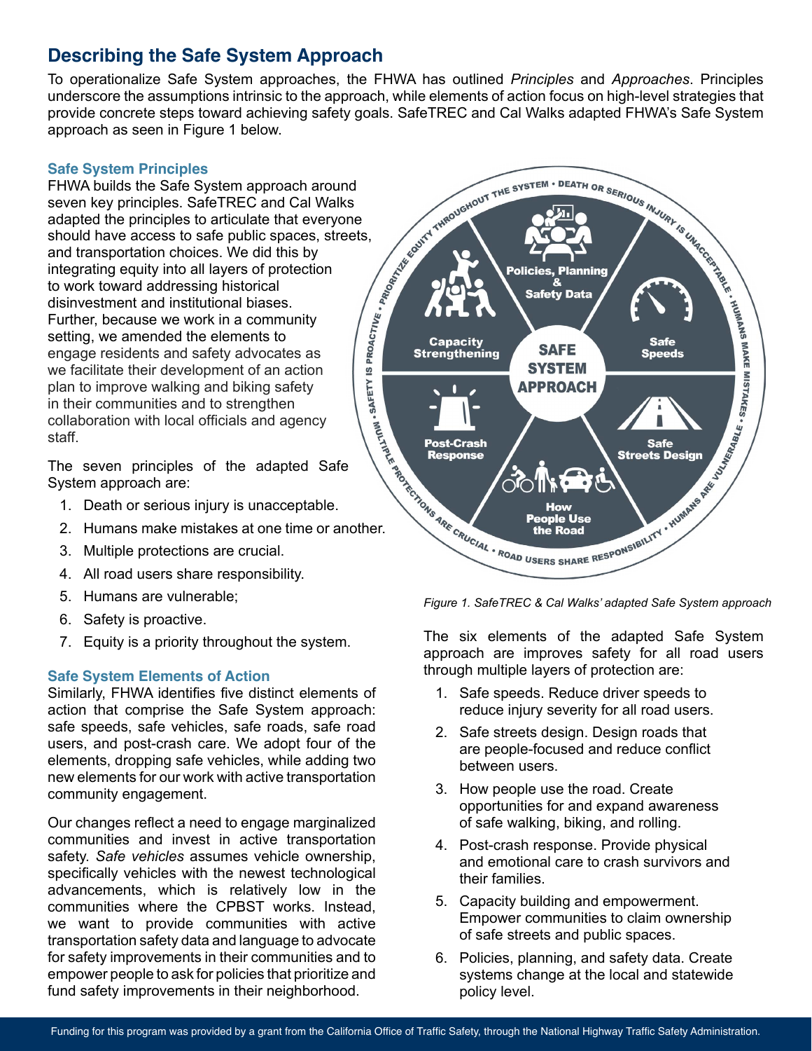## Describing the Safe System Approach

To operationalize Safe System approaches, the FHWA has outlined *Principles* and *Approaches*. Principles underscore the assumptions intrinsic to the approach, while elements of action focus on high-level strategies that provide concrete steps toward achieving safety goals. SafeTREC and Cal Walks adapted FHWA's Safe System approach as seen in Figure 1 below.

### Safe System Principles

FHWA builds the Safe System approach around seven key principles. SafeTREC and Cal Walks adapted the principles to articulate that everyone should have access to safe public spaces, streets, and transportation choices. We did this by integrating equity into all layers of protection to work toward addressing historical disinvestment and institutional biases. Further, because we work in a community setting, we amended the elements to engage residents and safety advocates as we facilitate their development of an action plan to improve walking and biking safety in their communities and to strengthen collaboration with local officials and agency staff.

The seven principles of the adapted Safe System approach are:

1. Death or serious injury is unacceptable.
2. Humans make mistakes at one time or another.
3. Multiple protections are crucial.
4. All road users share responsibility.
5. Humans are vulnerable;
6. Safety is proactive.
7. Equity is a priority throughout the system.

### Safe System Elements of Action

Similarly, FHWA identifies five distinct elements of action that comprise the Safe System approach: safe speeds, safe vehicles, safe roads, safe road users, and post-crash care. We adopt four of the elements, dropping safe vehicles, while adding two new elements for our work with active transportation community engagement.

Our changes reflect a need to engage marginalized communities and invest in active transportation safety. *Safe vehicles* assumes vehicle ownership, specifically vehicles with the newest technological advancements, which is relatively low in the communities where the CPBST works. Instead, we want to provide communities with active transportation safety data and language to advocate for safety improvements in their communities and to empower people to ask for policies that prioritize and fund safety improvements in their neighborhood.

*Figure 1. SafeTREC & Cal Walks' adapted Safe System approach*

The six elements of the adapted Safe System approach are improves safety for all road users through multiple layers of protection are:

1. Safe speeds. Reduce driver speeds to reduce injury severity for all road users.
2. Safe streets design. Design roads that are people-focused and reduce conflict between users.
3. How people use the road. Create opportunities for and expand awareness of safe walking, biking, and rolling.
4. Post-crash response. Provide physical and emotional care to crash survivors and their families.
5. Capacity building and empowerment. Empower communities to claim ownership of safe streets and public spaces.
6. Policies, planning, and safety data. Create systems change at the local and statewide policy level.

Funding for this program was provided by a grant from the California Office of Traffic Safety, through the National Highway Traffic Safety Administration.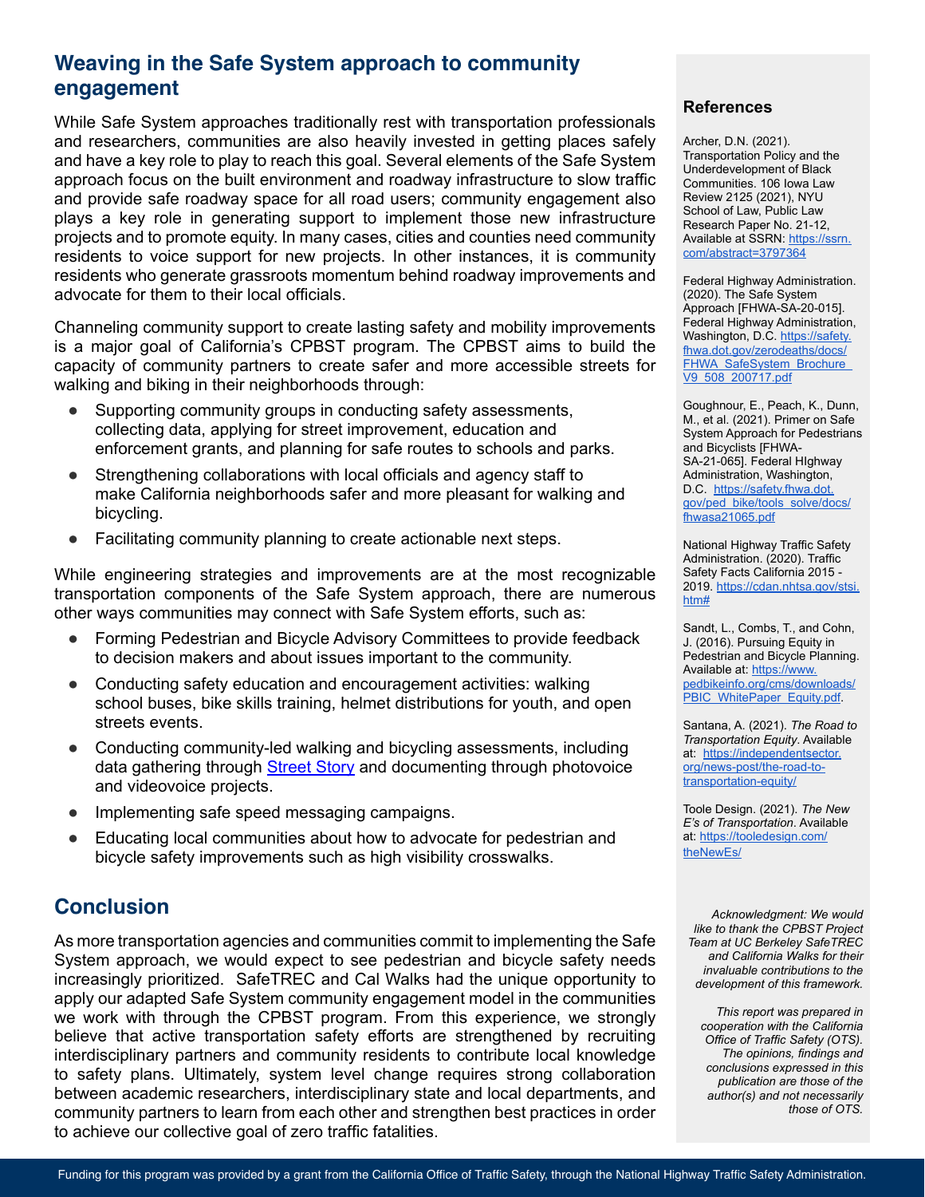## Weaving in the Safe System approach to community engagement

While Safe System approaches traditionally rest with transportation professionals and researchers, communities are also heavily invested in getting places safely and have a key role to play to reach this goal. Several elements of the Safe System approach focus on the built environment and roadway infrastructure to slow traffic and provide safe roadway space for all road users; community engagement also plays a key role in generating support to implement those new infrastructure projects and to promote equity. In many cases, cities and counties need community residents to voice support for new projects. In other instances, it is community residents who generate grassroots momentum behind roadway improvements and advocate for them to their local officials.

Channeling community support to create lasting safety and mobility improvements is a major goal of California's CPBST program. The CPBST aims to build the capacity of community partners to create safer and more accessible streets for walking and biking in their neighborhoods through:

- Supporting community groups in conducting safety assessments, collecting data, applying for street improvement, education and enforcement grants, and planning for safe routes to schools and parks.
- Strengthening collaborations with local officials and agency staff to make California neighborhoods safer and more pleasant for walking and bicycling.
- Facilitating community planning to create actionable next steps.

While engineering strategies and improvements are at the most recognizable transportation components of the Safe System approach, there are numerous other ways communities may connect with Safe System efforts, such as:

- Forming Pedestrian and Bicycle Advisory Committees to provide feedback to decision makers and about issues important to the community.
- Conducting safety education and encouragement activities: walking school buses, bike skills training, helmet distributions for youth, and open streets events.
- Conducting community-led walking and bicycling assessments, including data gathering through Street Story and documenting through photovoice and videovoice projects.
- Implementing safe speed messaging campaigns.
- Educating local communities about how to advocate for pedestrian and bicycle safety improvements such as high visibility crosswalks.

## Conclusion

As more transportation agencies and communities commit to implementing the Safe System approach, we would expect to see pedestrian and bicycle safety needs increasingly prioritized. SafeTREC and Cal Walks had the unique opportunity to apply our adapted Safe System community engagement model in the communities we work with through the CPBST program. From this experience, we strongly believe that active transportation safety efforts are strengthened by recruiting interdisciplinary partners and community residents to contribute local knowledge to safety plans. Ultimately, system level change requires strong collaboration between academic researchers, interdisciplinary state and local departments, and community partners to learn from each other and strengthen best practices in order to achieve our collective goal of zero traffic fatalities.

### References

Archer, D.N. (2021). Transportation Policy and the Underdevelopment of Black Communities. 106 Iowa Law Review 2125 (2021), NYU School of Law, Public Law Research Paper No. 21-12, Available at SSRN: https://ssrn.com/abstract=3797364

Federal Highway Administration. (2020). The Safe System Approach [FHWA-SA-20-015]. Federal Highway Administration, Washington, D.C. https://safety.fhwa.dot.gov/zerodeaths/docs/FHWA_SafeSystem_Brochure_V9_508_200717.pdf

Goughnour, E., Peach, K., Dunn, M., et al. (2021). Primer on Safe System Approach for Pedestrians and Bicyclists [FHWA-SA-21-065]. Federal HIghway Administration, Washington, D.C. https://safety.fhwa.dot.gov/ped_bike/tools_solve/docs/fhwasa21065.pdf

National Highway Traffic Safety Administration. (2020). Traffic Safety Facts California 2015 - 2019. https://cdan.nhtsa.gov/stsi.htm#

Sandt, L., Combs, T., and Cohn, J. (2016). Pursuing Equity in Pedestrian and Bicycle Planning. Available at: https://www.pedbikeinfo.org/cms/downloads/PBIC_WhitePaper_Equity.pdf.

Santana, A. (2021). *The Road to Transportation Equity*. Available at: https://independentsector.org/news-post/the-road-to-transportation-equity/

Toole Design. (2021). *The New E's of Transportation*. Available at: https://tooledesign.com/theNewEs/

*Acknowledgment: We would like to thank the CPBST Project Team at UC Berkeley SafeTREC and California Walks for their invaluable contributions to the development of this framework.*

*This report was prepared in cooperation with the California Office of Traffic Safety (OTS). The opinions, findings and conclusions expressed in this publication are those of the author(s) and not necessarily those of OTS.*

Funding for this program was provided by a grant from the California Office of Traffic Safety, through the National Highway Traffic Safety Administration.